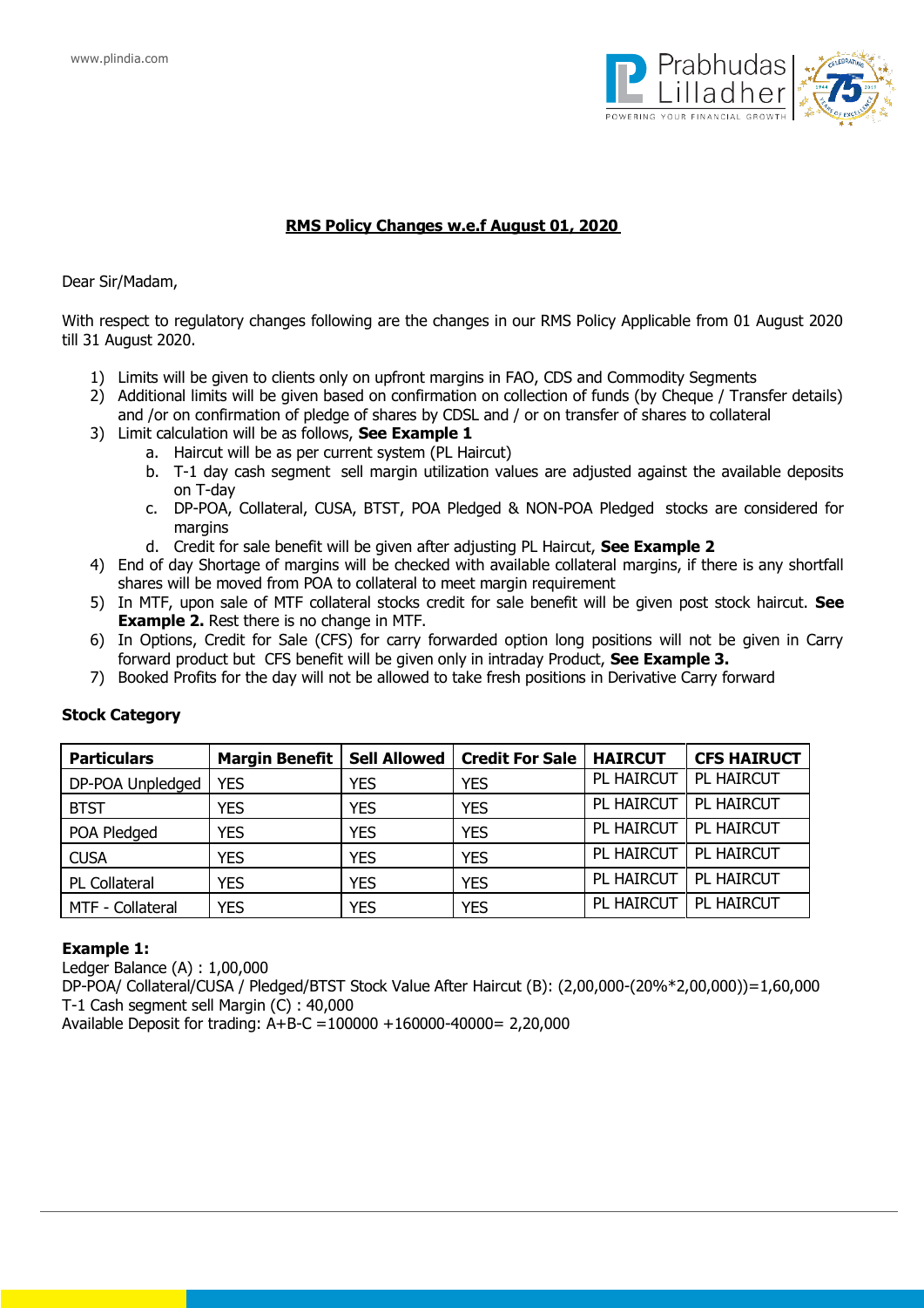## RMS Policy Changes w.e.f August 01, 2020

Dear Sir/Madam,

With respect to regulatory changes following are the changes in our RMS Policy Applicable from 01 August 2020 till 31 August 2020.

1) Limits will be given to clients only on upfront margins in FAO, CDS and Commodity Segments
2) Additional limits will be given based on confirmation on collection of funds (by Cheque / Transfer details) and /or on confirmation of pledge of shares by CDSL and / or on transfer of shares to collateral
3) Limit calculation will be as follows, **See Example 1**
    a. Haircut will be as per current system (PL Haircut)
    b. T-1 day cash segment sell margin utilization values are adjusted against the available deposits on T-day
    c. DP-POA, Collateral, CUSA, BTST, POA Pledged & NON-POA Pledged stocks are considered for margins
    d. Credit for sale benefit will be given after adjusting PL Haircut, **See Example 2**
4) End of day Shortage of margins will be checked with available collateral margins, if there is any shortfall shares will be moved from POA to collateral to meet margin requirement
5) In MTF, upon sale of MTF collateral stocks credit for sale benefit will be given post stock haircut. **See Example 2.** Rest there is no change in MTF.
6) In Options, Credit for Sale (CFS) for carry forwarded option long positions will not be given in Carry forward product but CFS benefit will be given only in intraday Product, **See Example 3.**
7) Booked Profits for the day will not be allowed to take fresh positions in Derivative Carry forward

**Stock Category**

| Particulars | Margin Benefit | Sell Allowed | Credit For Sale | HAIRCUT | CFS HAIRUCT |
|---|---|---|---|---|---|
| DP-POA Unpledged | YES | YES | YES | PL HAIRCUT | PL HAIRCUT |
| BTST | YES | YES | YES | PL HAIRCUT | PL HAIRCUT |
| POA Pledged | YES | YES | YES | PL HAIRCUT | PL HAIRCUT |
| CUSA | YES | YES | YES | PL HAIRCUT | PL HAIRCUT |
| PL Collateral | YES | YES | YES | PL HAIRCUT | PL HAIRCUT |
| MTF - Collateral | YES | YES | YES | PL HAIRCUT | PL HAIRCUT |

**Example 1:**

Ledger Balance (A) : 1,00,000

DP-POA/ Collateral/CUSA / Pledged/BTST Stock Value After Haircut (B): (2,00,000-(20%*2,00,000))=1,60,000

T-1 Cash segment sell Margin (C) : 40,000

Available Deposit for trading: A+B-C =100000 +160000-40000= 2,20,000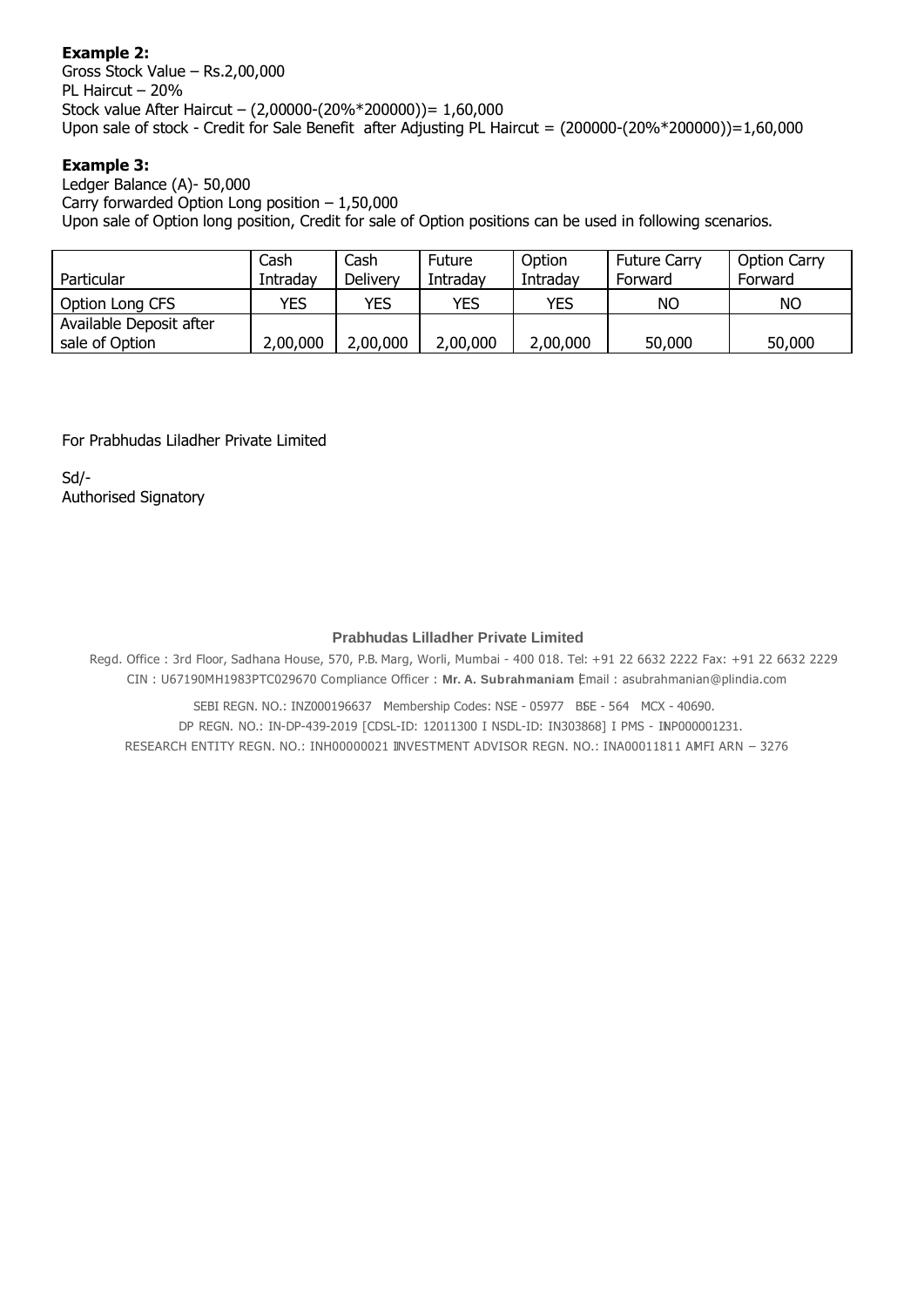**Example 2:**

Gross Stock Value – Rs.2,00,000
PL Haircut – 20%
Stock value After Haircut – (2,00000-(20%*200000))= 1,60,000
Upon sale of stock - Credit for Sale Benefit after Adjusting PL Haircut = (200000-(20%*200000))=1,60,000

**Example 3:**

Ledger Balance (A)- 50,000
Carry forwarded Option Long position – 1,50,000
Upon sale of Option long position, Credit for sale of Option positions can be used in following scenarios.

| Particular | Cash Intraday | Cash Delivery | Future Intraday | Option Intraday | Future Carry Forward | Option Carry Forward |
|---|---|---|---|---|---|---|
| Option Long CFS | YES | YES | YES | YES | NO | NO |
| Available Deposit after sale of Option | 2,00,000 | 2,00,000 | 2,00,000 | 2,00,000 | 50,000 | 50,000 |

For Prabhudas Liladher Private Limited

Sd/-
Authorised Signatory

**Prabhudas Lilladher Private Limited**

Regd. Office : 3rd Floor, Sadhana House, 570, P.B. Marg, Worli, Mumbai - 400 018. Tel: +91 22 6632 2222 Fax: +91 22 6632 2229
CIN : U67190MH1983PTC029670 Compliance Officer : **Mr. A. Subrahmaniam** | Email : asubrahmanian@plindia.com

SEBI REGN. NO.: INZ000196637 Membership Codes: NSE - 05977 BSE - 564 MCX - 40690.
DP REGN. NO.: IN-DP-439-2019 [CDSL-ID: 12011300 I NSDL-ID: IN303868] I PMS - INP000001231.
RESEARCH ENTITY REGN. NO.: INH000000021 I INVESTMENT ADVISOR REGN. NO.: INA000011811 AMFI ARN – 3276